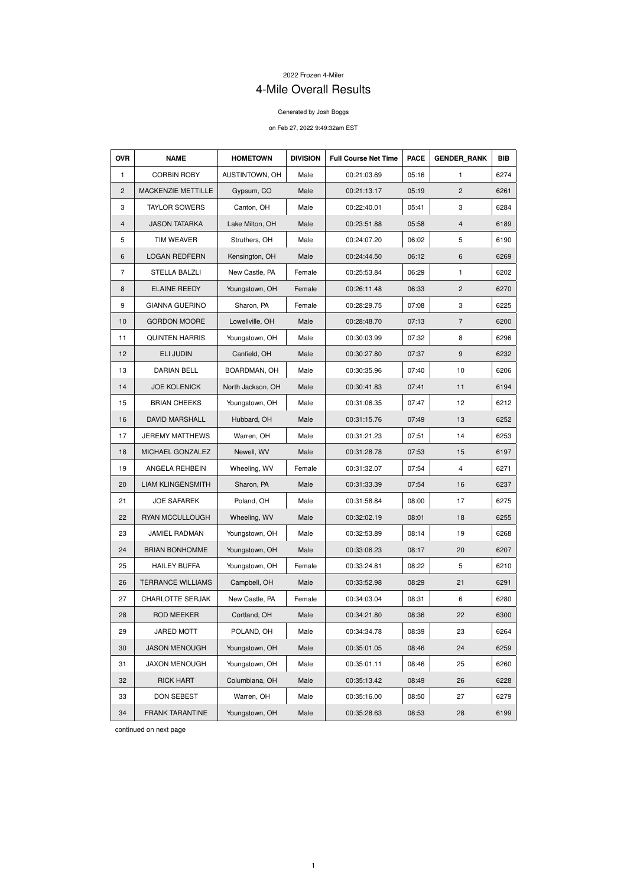2022 Frozen 4-Miler

# 4-Mile Overall Results

Generated by Josh Boggs

on Feb 27, 2022 9:49:32am EST

| OVR | NAME | HOMETOWN | DIVISION | Full Course Net Time | PACE | GENDER_RANK | BIB |
|---|---|---|---|---|---|---|---|
| 1 | CORBIN ROBY | AUSTINTOWN, OH | Male | 00:21:03.69 | 05:16 | 1 | 6274 |
| 2 | MACKENZIE METTILLE | Gypsum, CO | Male | 00:21:13.17 | 05:19 | 2 | 6261 |
| 3 | TAYLOR SOWERS | Canton, OH | Male | 00:22:40.01 | 05:41 | 3 | 6284 |
| 4 | JASON TATARKA | Lake Milton, OH | Male | 00:23:51.88 | 05:58 | 4 | 6189 |
| 5 | TIM WEAVER | Struthers, OH | Male | 00:24:07.20 | 06:02 | 5 | 6190 |
| 6 | LOGAN REDFERN | Kensington, OH | Male | 00:24:44.50 | 06:12 | 6 | 6269 |
| 7 | STELLA BALZLI | New Castle, PA | Female | 00:25:53.84 | 06:29 | 1 | 6202 |
| 8 | ELAINE REEDY | Youngstown, OH | Female | 00:26:11.48 | 06:33 | 2 | 6270 |
| 9 | GIANNA GUERINO | Sharon, PA | Female | 00:28:29.75 | 07:08 | 3 | 6225 |
| 10 | GORDON MOORE | Lowellville, OH | Male | 00:28:48.70 | 07:13 | 7 | 6200 |
| 11 | QUINTEN HARRIS | Youngstown, OH | Male | 00:30:03.99 | 07:32 | 8 | 6296 |
| 12 | ELI JUDIN | Canfield, OH | Male | 00:30:27.80 | 07:37 | 9 | 6232 |
| 13 | DARIAN BELL | BOARDMAN, OH | Male | 00:30:35.96 | 07:40 | 10 | 6206 |
| 14 | JOE KOLENICK | North Jackson, OH | Male | 00:30:41.83 | 07:41 | 11 | 6194 |
| 15 | BRIAN CHEEKS | Youngstown, OH | Male | 00:31:06.35 | 07:47 | 12 | 6212 |
| 16 | DAVID MARSHALL | Hubbard, OH | Male | 00:31:15.76 | 07:49 | 13 | 6252 |
| 17 | JEREMY MATTHEWS | Warren, OH | Male | 00:31:21.23 | 07:51 | 14 | 6253 |
| 18 | MICHAEL GONZALEZ | Newell, WV | Male | 00:31:28.78 | 07:53 | 15 | 6197 |
| 19 | ANGELA REHBEIN | Wheeling, WV | Female | 00:31:32.07 | 07:54 | 4 | 6271 |
| 20 | LIAM KLINGENSMITH | Sharon, PA | Male | 00:31:33.39 | 07:54 | 16 | 6237 |
| 21 | JOE SAFAREK | Poland, OH | Male | 00:31:58.84 | 08:00 | 17 | 6275 |
| 22 | RYAN MCCULLOUGH | Wheeling, WV | Male | 00:32:02.19 | 08:01 | 18 | 6255 |
| 23 | JAMIEL RADMAN | Youngstown, OH | Male | 00:32:53.89 | 08:14 | 19 | 6268 |
| 24 | BRIAN BONHOMME | Youngstown, OH | Male | 00:33:06.23 | 08:17 | 20 | 6207 |
| 25 | HAILEY BUFFA | Youngstown, OH | Female | 00:33:24.81 | 08:22 | 5 | 6210 |
| 26 | TERRANCE WILLIAMS | Campbell, OH | Male | 00:33:52.98 | 08:29 | 21 | 6291 |
| 27 | CHARLOTTE SERJAK | New Castle, PA | Female | 00:34:03.04 | 08:31 | 6 | 6280 |
| 28 | ROD MEEKER | Cortland, OH | Male | 00:34:21.80 | 08:36 | 22 | 6300 |
| 29 | JARED MOTT | POLAND, OH | Male | 00:34:34.78 | 08:39 | 23 | 6264 |
| 30 | JASON MENOUGH | Youngstown, OH | Male | 00:35:01.05 | 08:46 | 24 | 6259 |
| 31 | JAXON MENOUGH | Youngstown, OH | Male | 00:35:01.11 | 08:46 | 25 | 6260 |
| 32 | RICK HART | Columbiana, OH | Male | 00:35:13.42 | 08:49 | 26 | 6228 |
| 33 | DON SEBEST | Warren, OH | Male | 00:35:16.00 | 08:50 | 27 | 6279 |
| 34 | FRANK TARANTINE | Youngstown, OH | Male | 00:35:28.63 | 08:53 | 28 | 6199 |

continued on next page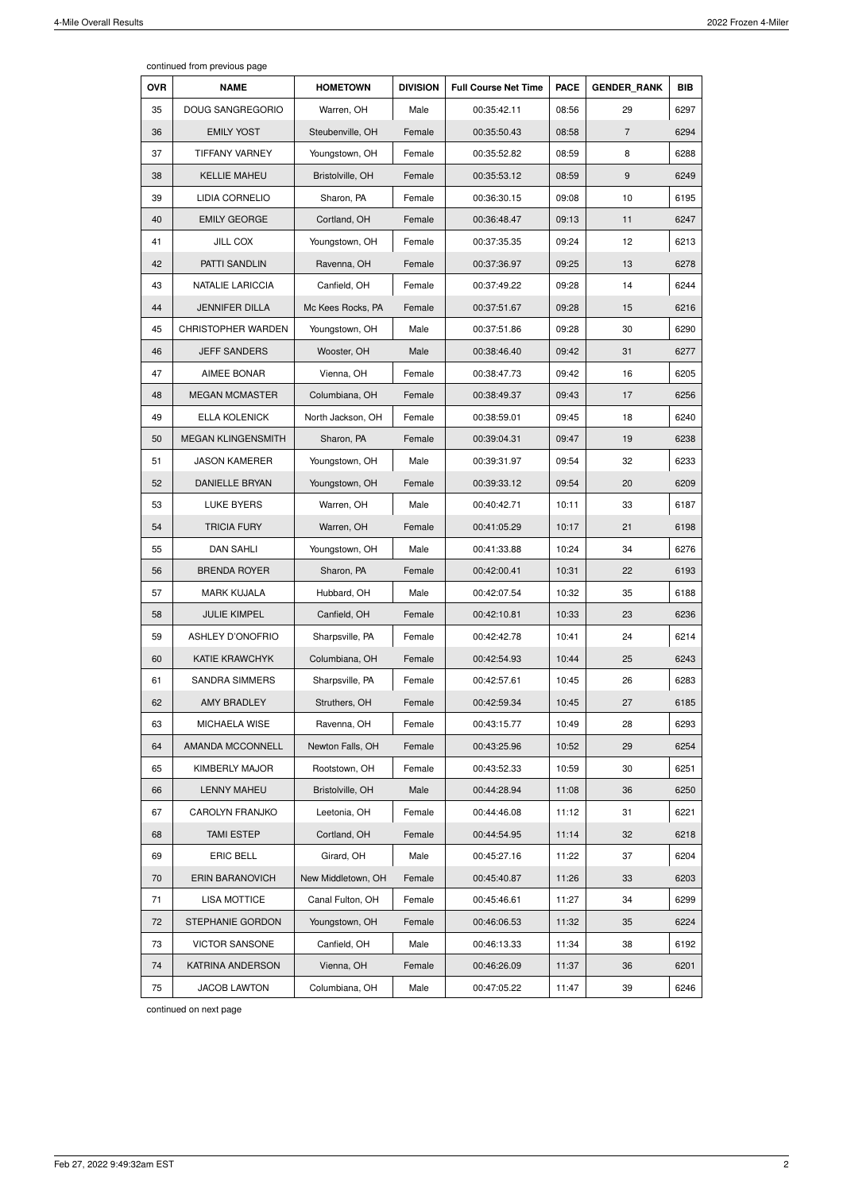continued from previous page

| OVR | NAME | HOMETOWN | DIVISION | Full Course Net Time | PACE | GENDER_RANK | BIB |
|---|---|---|---|---|---|---|---|
| 35 | DOUG SANGREGORIO | Warren, OH | Male | 00:35:42.11 | 08:56 | 29 | 6297 |
| 36 | EMILY YOST | Steubenville, OH | Female | 00:35:50.43 | 08:58 | 7 | 6294 |
| 37 | TIFFANY VARNEY | Youngstown, OH | Female | 00:35:52.82 | 08:59 | 8 | 6288 |
| 38 | KELLIE MAHEU | Bristolville, OH | Female | 00:35:53.12 | 08:59 | 9 | 6249 |
| 39 | LIDIA CORNELIO | Sharon, PA | Female | 00:36:30.15 | 09:08 | 10 | 6195 |
| 40 | EMILY GEORGE | Cortland, OH | Female | 00:36:48.47 | 09:13 | 11 | 6247 |
| 41 | JILL COX | Youngstown, OH | Female | 00:37:35.35 | 09:24 | 12 | 6213 |
| 42 | PATTI SANDLIN | Ravenna, OH | Female | 00:37:36.97 | 09:25 | 13 | 6278 |
| 43 | NATALIE LARICCIA | Canfield, OH | Female | 00:37:49.22 | 09:28 | 14 | 6244 |
| 44 | JENNIFER DILLA | Mc Kees Rocks, PA | Female | 00:37:51.67 | 09:28 | 15 | 6216 |
| 45 | CHRISTOPHER WARDEN | Youngstown, OH | Male | 00:37:51.86 | 09:28 | 30 | 6290 |
| 46 | JEFF SANDERS | Wooster, OH | Male | 00:38:46.40 | 09:42 | 31 | 6277 |
| 47 | AIMEE BONAR | Vienna, OH | Female | 00:38:47.73 | 09:42 | 16 | 6205 |
| 48 | MEGAN MCMASTER | Columbiana, OH | Female | 00:38:49.37 | 09:43 | 17 | 6256 |
| 49 | ELLA KOLENICK | North Jackson, OH | Female | 00:38:59.01 | 09:45 | 18 | 6240 |
| 50 | MEGAN KLINGENSMITH | Sharon, PA | Female | 00:39:04.31 | 09:47 | 19 | 6238 |
| 51 | JASON KAMERER | Youngstown, OH | Male | 00:39:31.97 | 09:54 | 32 | 6233 |
| 52 | DANIELLE BRYAN | Youngstown, OH | Female | 00:39:33.12 | 09:54 | 20 | 6209 |
| 53 | LUKE BYERS | Warren, OH | Male | 00:40:42.71 | 10:11 | 33 | 6187 |
| 54 | TRICIA FURY | Warren, OH | Female | 00:41:05.29 | 10:17 | 21 | 6198 |
| 55 | DAN SAHLI | Youngstown, OH | Male | 00:41:33.88 | 10:24 | 34 | 6276 |
| 56 | BRENDA ROYER | Sharon, PA | Female | 00:42:00.41 | 10:31 | 22 | 6193 |
| 57 | MARK KUJALA | Hubbard, OH | Male | 00:42:07.54 | 10:32 | 35 | 6188 |
| 58 | JULIE KIMPEL | Canfield, OH | Female | 00:42:10.81 | 10:33 | 23 | 6236 |
| 59 | ASHLEY D'ONOFRIO | Sharpsville, PA | Female | 00:42:42.78 | 10:41 | 24 | 6214 |
| 60 | KATIE KRAWCHYK | Columbiana, OH | Female | 00:42:54.93 | 10:44 | 25 | 6243 |
| 61 | SANDRA SIMMERS | Sharpsville, PA | Female | 00:42:57.61 | 10:45 | 26 | 6283 |
| 62 | AMY BRADLEY | Struthers, OH | Female | 00:42:59.34 | 10:45 | 27 | 6185 |
| 63 | MICHAELA WISE | Ravenna, OH | Female | 00:43:15.77 | 10:49 | 28 | 6293 |
| 64 | AMANDA MCCONNELL | Newton Falls, OH | Female | 00:43:25.96 | 10:52 | 29 | 6254 |
| 65 | KIMBERLY MAJOR | Rootstown, OH | Female | 00:43:52.33 | 10:59 | 30 | 6251 |
| 66 | LENNY MAHEU | Bristolville, OH | Male | 00:44:28.94 | 11:08 | 36 | 6250 |
| 67 | CAROLYN FRANJKO | Leetonia, OH | Female | 00:44:46.08 | 11:12 | 31 | 6221 |
| 68 | TAMI ESTEP | Cortland, OH | Female | 00:44:54.95 | 11:14 | 32 | 6218 |
| 69 | ERIC BELL | Girard, OH | Male | 00:45:27.16 | 11:22 | 37 | 6204 |
| 70 | ERIN BARANOVICH | New Middletown, OH | Female | 00:45:40.87 | 11:26 | 33 | 6203 |
| 71 | LISA MOTTICE | Canal Fulton, OH | Female | 00:45:46.61 | 11:27 | 34 | 6299 |
| 72 | STEPHANIE GORDON | Youngstown, OH | Female | 00:46:06.53 | 11:32 | 35 | 6224 |
| 73 | VICTOR SANSONE | Canfield, OH | Male | 00:46:13.33 | 11:34 | 38 | 6192 |
| 74 | KATRINA ANDERSON | Vienna, OH | Female | 00:46:26.09 | 11:37 | 36 | 6201 |
| 75 | JACOB LAWTON | Columbiana, OH | Male | 00:47:05.22 | 11:47 | 39 | 6246 |

continued on next page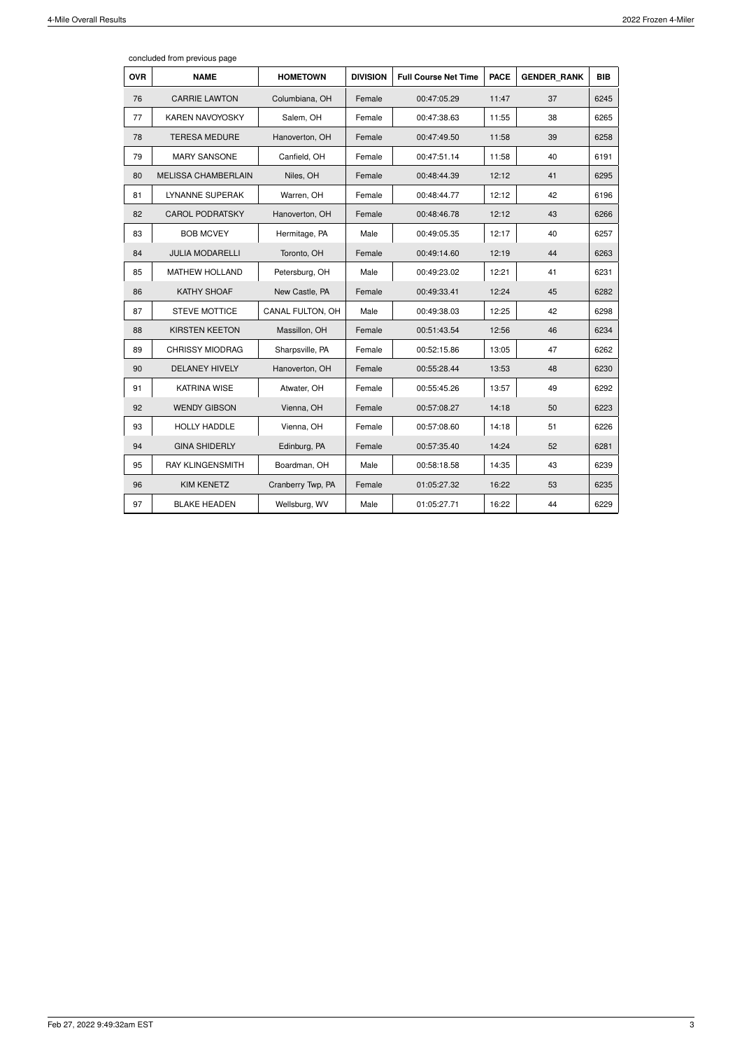concluded from previous page

| OVR | NAME | HOMETOWN | DIVISION | Full Course Net Time | PACE | GENDER_RANK | BIB |
|---|---|---|---|---|---|---|---|
| 76 | CARRIE LAWTON | Columbiana, OH | Female | 00:47:05.29 | 11:47 | 37 | 6245 |
| 77 | KAREN NAVOYOSKY | Salem, OH | Female | 00:47:38.63 | 11:55 | 38 | 6265 |
| 78 | TERESA MEDURE | Hanoverton, OH | Female | 00:47:49.50 | 11:58 | 39 | 6258 |
| 79 | MARY SANSONE | Canfield, OH | Female | 00:47:51.14 | 11:58 | 40 | 6191 |
| 80 | MELISSA CHAMBERLAIN | Niles, OH | Female | 00:48:44.39 | 12:12 | 41 | 6295 |
| 81 | LYNANNE SUPERAK | Warren, OH | Female | 00:48:44.77 | 12:12 | 42 | 6196 |
| 82 | CAROL PODRATSKY | Hanoverton, OH | Female | 00:48:46.78 | 12:12 | 43 | 6266 |
| 83 | BOB MCVEY | Hermitage, PA | Male | 00:49:05.35 | 12:17 | 40 | 6257 |
| 84 | JULIA MODARELLI | Toronto, OH | Female | 00:49:14.60 | 12:19 | 44 | 6263 |
| 85 | MATHEW HOLLAND | Petersburg, OH | Male | 00:49:23.02 | 12:21 | 41 | 6231 |
| 86 | KATHY SHOAF | New Castle, PA | Female | 00:49:33.41 | 12:24 | 45 | 6282 |
| 87 | STEVE MOTTICE | CANAL FULTON, OH | Male | 00:49:38.03 | 12:25 | 42 | 6298 |
| 88 | KIRSTEN KEETON | Massillon, OH | Female | 00:51:43.54 | 12:56 | 46 | 6234 |
| 89 | CHRISSY MIODRAG | Sharpsville, PA | Female | 00:52:15.86 | 13:05 | 47 | 6262 |
| 90 | DELANEY HIVELY | Hanoverton, OH | Female | 00:55:28.44 | 13:53 | 48 | 6230 |
| 91 | KATRINA WISE | Atwater, OH | Female | 00:55:45.26 | 13:57 | 49 | 6292 |
| 92 | WENDY GIBSON | Vienna, OH | Female | 00:57:08.27 | 14:18 | 50 | 6223 |
| 93 | HOLLY HADDLE | Vienna, OH | Female | 00:57:08.60 | 14:18 | 51 | 6226 |
| 94 | GINA SHIDERLY | Edinburg, PA | Female | 00:57:35.40 | 14:24 | 52 | 6281 |
| 95 | RAY KLINGENSMITH | Boardman, OH | Male | 00:58:18.58 | 14:35 | 43 | 6239 |
| 96 | KIM KENETZ | Cranberry Twp, PA | Female | 01:05:27.32 | 16:22 | 53 | 6235 |
| 97 | BLAKE HEADEN | Wellsburg, WV | Male | 01:05:27.71 | 16:22 | 44 | 6229 |